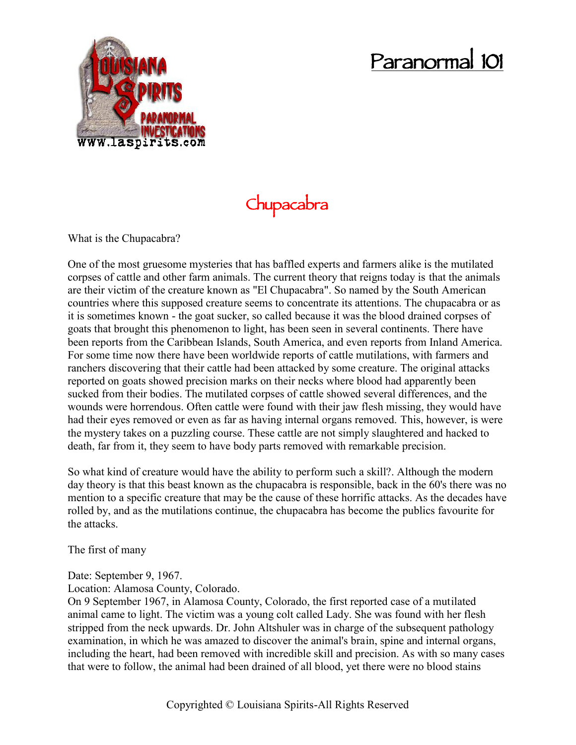# Paranormal 101

## Chupacabra

What is the Chupacabra?

One of the most gruesome mysteries that has baffled experts and farmers alike is the mutilated corpses of cattle and other farm animals. The current theory that reigns today is that the animals are their victim of the creature known as "El Chupacabra". So named by the South American countries where this supposed creature seems to concentrate its attentions. The chupacabra or as it is sometimes known - the goat sucker, so called because it was the blood drained corpses of goats that brought this phenomenon to light, has been seen in several continents. There have been reports from the Caribbean Islands, South America, and even reports from Inland America. For some time now there have been worldwide reports of cattle mutilations, with farmers and ranchers discovering that their cattle had been attacked by some creature. The original attacks reported on goats showed precision marks on their necks where blood had apparently been sucked from their bodies. The mutilated corpses of cattle showed several differences, and the wounds were horrendous. Often cattle were found with their jaw flesh missing, they would have had their eyes removed or even as far as having internal organs removed. This, however, is were the mystery takes on a puzzling course. These cattle are not simply slaughtered and hacked to death, far from it, they seem to have body parts removed with remarkable precision.

So what kind of creature would have the ability to perform such a skill?. Although the modern day theory is that this beast known as the chupacabra is responsible, back in the 60's there was no mention to a specific creature that may be the cause of these horrific attacks. As the decades have rolled by, and as the mutilations continue, the chupacabra has become the publics favourite for the attacks.

The first of many

Date: September 9, 1967.
Location: Alamosa County, Colorado.
On 9 September 1967, in Alamosa County, Colorado, the first reported case of a mutilated animal came to light. The victim was a young colt called Lady. She was found with her flesh stripped from the neck upwards. Dr. John Altshuler was in charge of the subsequent pathology examination, in which he was amazed to discover the animal's brain, spine and internal organs, including the heart, had been removed with incredible skill and precision. As with so many cases that were to follow, the animal had been drained of all blood, yet there were no blood stains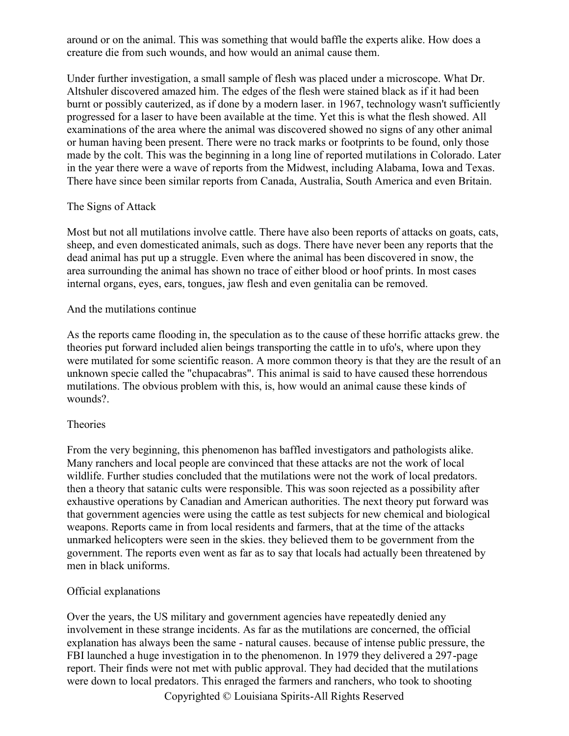around or on the animal. This was something that would baffle the experts alike. How does a creature die from such wounds, and how would an animal cause them.

Under further investigation, a small sample of flesh was placed under a microscope. What Dr. Altshuler discovered amazed him. The edges of the flesh were stained black as if it had been burnt or possibly cauterized, as if done by a modern laser. in 1967, technology wasn't sufficiently progressed for a laser to have been available at the time. Yet this is what the flesh showed. All examinations of the area where the animal was discovered showed no signs of any other animal or human having been present. There were no track marks or footprints to be found, only those made by the colt. This was the beginning in a long line of reported mutilations in Colorado. Later in the year there were a wave of reports from the Midwest, including Alabama, Iowa and Texas. There have since been similar reports from Canada, Australia, South America and even Britain.

## The Signs of Attack

Most but not all mutilations involve cattle. There have also been reports of attacks on goats, cats, sheep, and even domesticated animals, such as dogs. There have never been any reports that the dead animal has put up a struggle. Even where the animal has been discovered in snow, the area surrounding the animal has shown no trace of either blood or hoof prints. In most cases internal organs, eyes, ears, tongues, jaw flesh and even genitalia can be removed.

## And the mutilations continue

As the reports came flooding in, the speculation as to the cause of these horrific attacks grew. the theories put forward included alien beings transporting the cattle in to ufo's, where upon they were mutilated for some scientific reason. A more common theory is that they are the result of an unknown specie called the "chupacabras". This animal is said to have caused these horrendous mutilations. The obvious problem with this, is, how would an animal cause these kinds of wounds?.

## Theories

From the very beginning, this phenomenon has baffled investigators and pathologists alike. Many ranchers and local people are convinced that these attacks are not the work of local wildlife. Further studies concluded that the mutilations were not the work of local predators. then a theory that satanic cults were responsible. This was soon rejected as a possibility after exhaustive operations by Canadian and American authorities. The next theory put forward was that government agencies were using the cattle as test subjects for new chemical and biological weapons. Reports came in from local residents and farmers, that at the time of the attacks unmarked helicopters were seen in the skies. they believed them to be government from the government. The reports even went as far as to say that locals had actually been threatened by men in black uniforms.

## Official explanations

Over the years, the US military and government agencies have repeatedly denied any involvement in these strange incidents. As far as the mutilations are concerned, the official explanation has always been the same - natural causes. because of intense public pressure, the FBI launched a huge investigation in to the phenomenon. In 1979 they delivered a 297-page report. Their finds were not met with public approval. They had decided that the mutilations were down to local predators. This enraged the farmers and ranchers, who took to shooting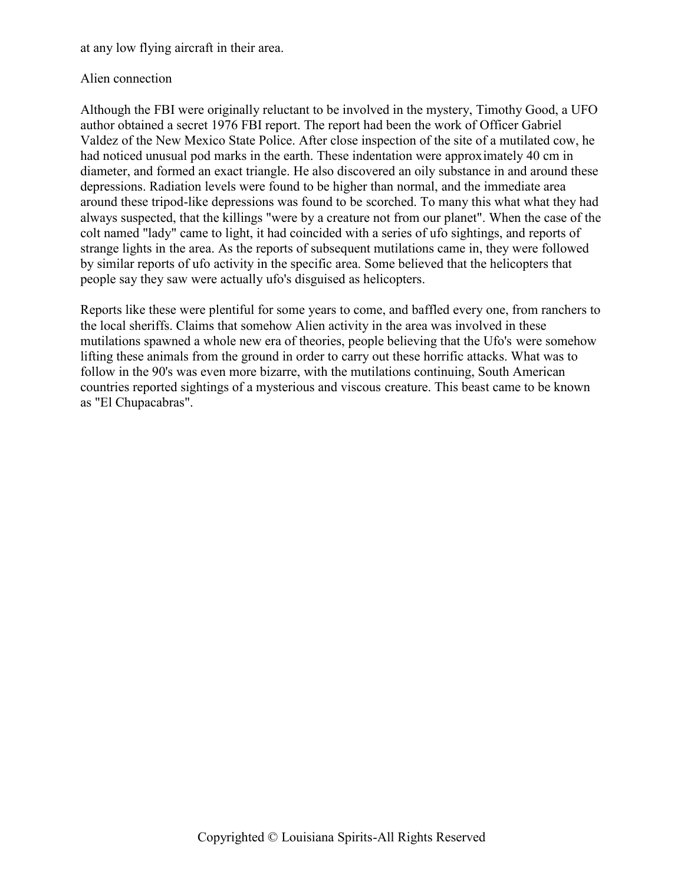at any low flying aircraft in their area.

## Alien connection

Although the FBI were originally reluctant to be involved in the mystery, Timothy Good, a UFO author obtained a secret 1976 FBI report. The report had been the work of Officer Gabriel Valdez of the New Mexico State Police. After close inspection of the site of a mutilated cow, he had noticed unusual pod marks in the earth. These indentation were approximately 40 cm in diameter, and formed an exact triangle. He also discovered an oily substance in and around these depressions. Radiation levels were found to be higher than normal, and the immediate area around these tripod-like depressions was found to be scorched. To many this what what they had always suspected, that the killings "were by a creature not from our planet". When the case of the colt named "lady" came to light, it had coincided with a series of ufo sightings, and reports of strange lights in the area. As the reports of subsequent mutilations came in, they were followed by similar reports of ufo activity in the specific area. Some believed that the helicopters that people say they saw were actually ufo's disguised as helicopters.

Reports like these were plentiful for some years to come, and baffled every one, from ranchers to the local sheriffs. Claims that somehow Alien activity in the area was involved in these mutilations spawned a whole new era of theories, people believing that the Ufo's were somehow lifting these animals from the ground in order to carry out these horrific attacks. What was to follow in the 90's was even more bizarre, with the mutilations continuing, South American countries reported sightings of a mysterious and viscous creature. This beast came to be known as "El Chupacabras".

Copyrighted © Louisiana Spirits-All Rights Reserved